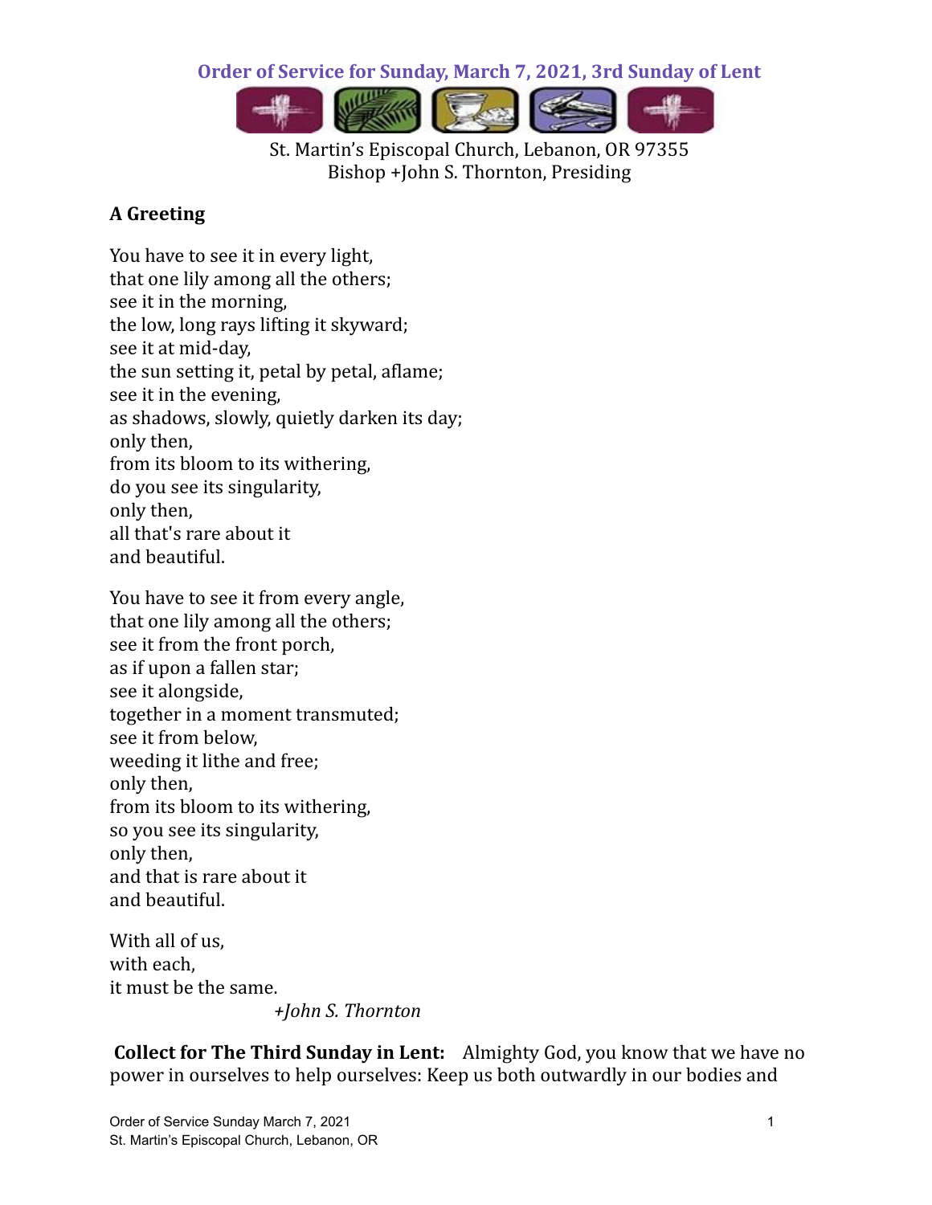# Order of Service for Sunday, March 7, 2021, 3rd Sunday of Lent

St. Martin's Episcopal Church, Lebanon, OR 97355
Bishop +John S. Thornton, Presiding

## A Greeting

You have to see it in every light,
that one lily among all the others;
see it in the morning,
the low, long rays lifting it skyward;
see it at mid-day,
the sun setting it, petal by petal, aflame;
see it in the evening,
as shadows, slowly, quietly darken its day;
only then,
from its bloom to its withering,
do you see its singularity,
only then,
all that's rare about it
and beautiful.

You have to see it from every angle,
that one lily among all the others;
see it from the front porch,
as if upon a fallen star;
see it alongside,
together in a moment transmuted;
see it from below,
weeding it lithe and free;
only then,
from its bloom to its withering,
so you see its singularity,
only then,
and that is rare about it
and beautiful.

With all of us,
with each,
it must be the same.

*+John S. Thornton*

**Collect for The Third Sunday in Lent:** Almighty God, you know that we have no power in ourselves to help ourselves: Keep us both outwardly in our bodies and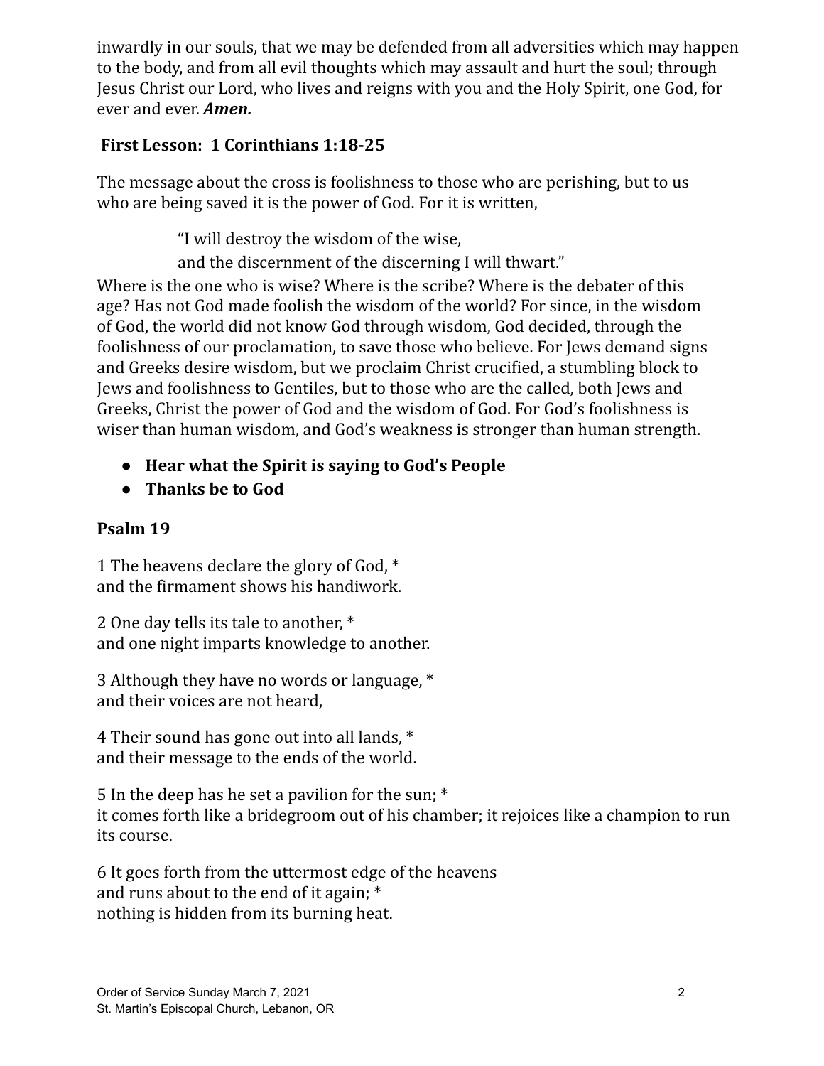inwardly in our souls, that we may be defended from all adversities which may happen to the body, and from all evil thoughts which may assault and hurt the soul; through Jesus Christ our Lord, who lives and reigns with you and the Holy Spirit, one God, for ever and ever. ***Amen.***

**First Lesson: 1 Corinthians 1:18-25**

The message about the cross is foolishness to those who are perishing, but to us who are being saved it is the power of God. For it is written,

> "I will destroy the wisdom of the wise,
> and the discernment of the discerning I will thwart."

Where is the one who is wise? Where is the scribe? Where is the debater of this age? Has not God made foolish the wisdom of the world? For since, in the wisdom of God, the world did not know God through wisdom, God decided, through the foolishness of our proclamation, to save those who believe. For Jews demand signs and Greeks desire wisdom, but we proclaim Christ crucified, a stumbling block to Jews and foolishness to Gentiles, but to those who are the called, both Jews and Greeks, Christ the power of God and the wisdom of God. For God's foolishness is wiser than human wisdom, and God's weakness is stronger than human strength.

- **Hear what the Spirit is saying to God's People**
- **Thanks be to God**

**Psalm 19**

1 The heavens declare the glory of God, *
and the firmament shows his handiwork.

2 One day tells its tale to another, *
and one night imparts knowledge to another.

3 Although they have no words or language, *
and their voices are not heard,

4 Their sound has gone out into all lands, *
and their message to the ends of the world.

5 In the deep has he set a pavilion for the sun; *
it comes forth like a bridegroom out of his chamber; it rejoices like a champion to run its course.

6 It goes forth from the uttermost edge of the heavens
and runs about to the end of it again; *
nothing is hidden from its burning heat.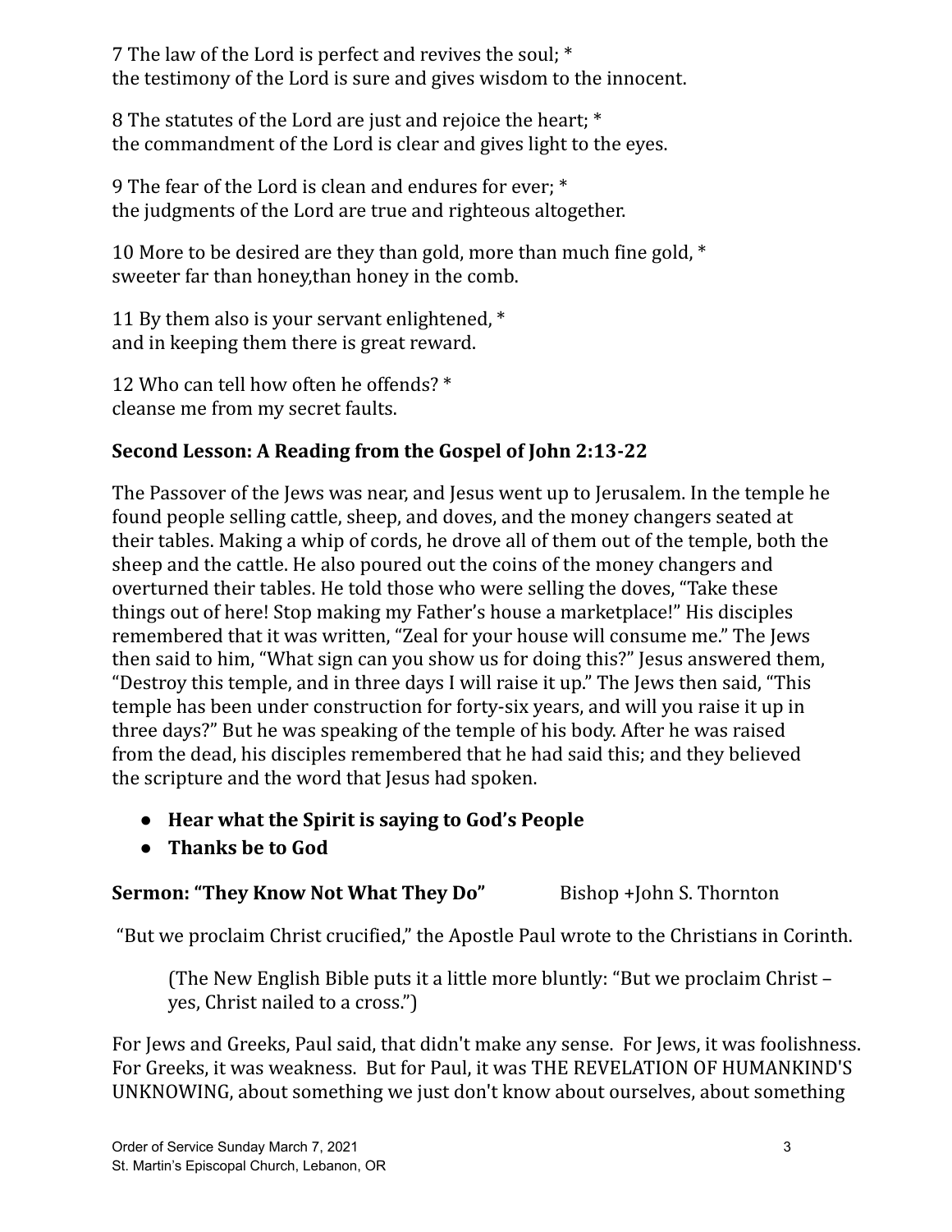7 The law of the Lord is perfect and revives the soul; *
the testimony of the Lord is sure and gives wisdom to the innocent.

8 The statutes of the Lord are just and rejoice the heart; *
the commandment of the Lord is clear and gives light to the eyes.

9 The fear of the Lord is clean and endures for ever; *
the judgments of the Lord are true and righteous altogether.

10 More to be desired are they than gold, more than much fine gold, *
sweeter far than honey,than honey in the comb.

11 By them also is your servant enlightened, *
and in keeping them there is great reward.

12 Who can tell how often he offends? *
cleanse me from my secret faults.

**Second Lesson: A Reading from the Gospel of John 2:13-22**

The Passover of the Jews was near, and Jesus went up to Jerusalem. In the temple he found people selling cattle, sheep, and doves, and the money changers seated at their tables. Making a whip of cords, he drove all of them out of the temple, both the sheep and the cattle. He also poured out the coins of the money changers and overturned their tables. He told those who were selling the doves, "Take these things out of here! Stop making my Father's house a marketplace!" His disciples remembered that it was written, "Zeal for your house will consume me." The Jews then said to him, "What sign can you show us for doing this?" Jesus answered them, "Destroy this temple, and in three days I will raise it up." The Jews then said, "This temple has been under construction for forty-six years, and will you raise it up in three days?" But he was speaking of the temple of his body. After he was raised from the dead, his disciples remembered that he had said this; and they believed the scripture and the word that Jesus had spoken.

- **Hear what the Spirit is saying to God's People**
- **Thanks be to God**

**Sermon: "They Know Not What They Do"** Bishop +John S. Thornton

"But we proclaim Christ crucified," the Apostle Paul wrote to the Christians in Corinth.

> (The New English Bible puts it a little more bluntly: "But we proclaim Christ – yes, Christ nailed to a cross.")

For Jews and Greeks, Paul said, that didn't make any sense. For Jews, it was foolishness. For Greeks, it was weakness. But for Paul, it was THE REVELATION OF HUMANKIND'S UNKNOWING, about something we just don't know about ourselves, about something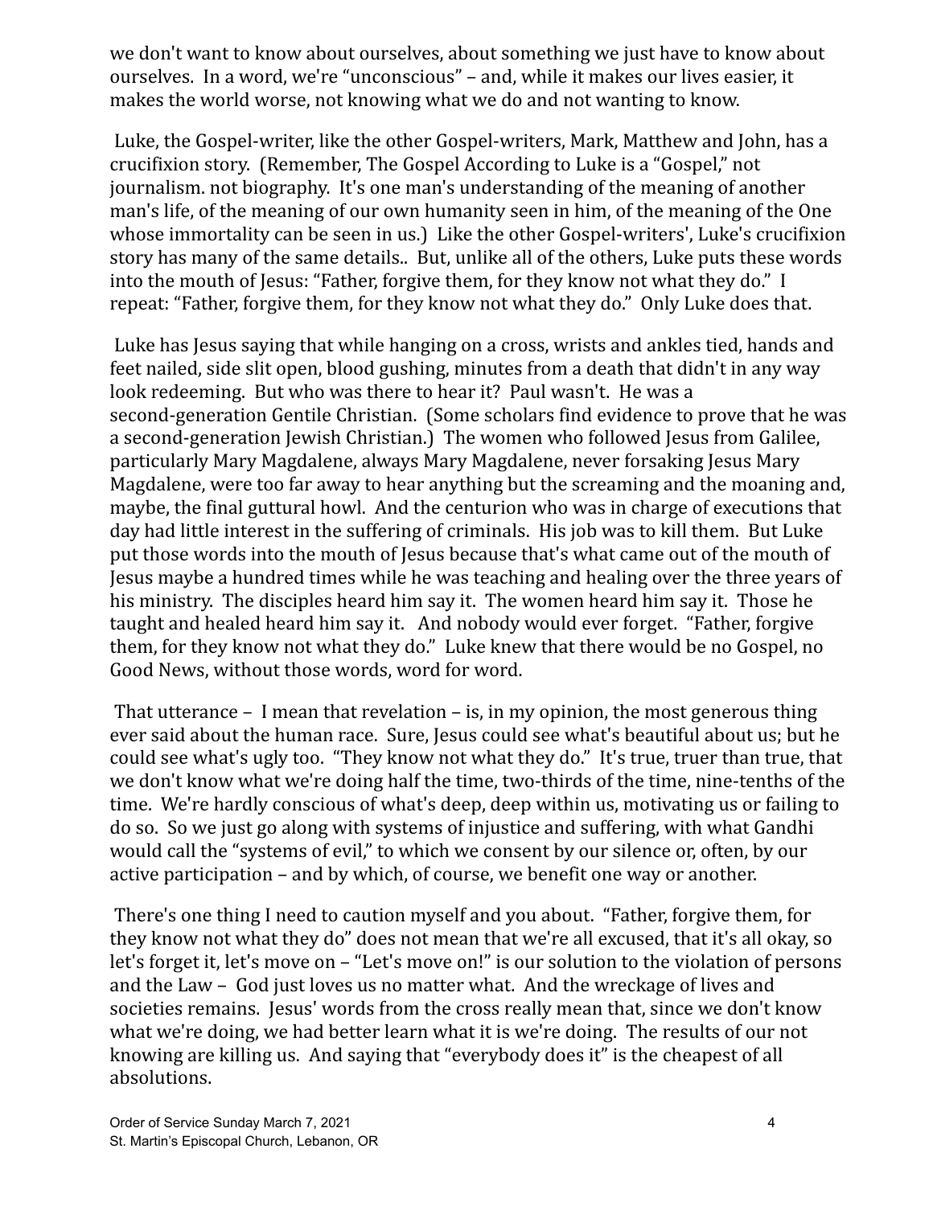we don't want to know about ourselves, about something we just have to know about ourselves. In a word, we're "unconscious" – and, while it makes our lives easier, it makes the world worse, not knowing what we do and not wanting to know.

Luke, the Gospel-writer, like the other Gospel-writers, Mark, Matthew and John, has a crucifixion story. (Remember, The Gospel According to Luke is a "Gospel," not journalism. not biography. It's one man's understanding of the meaning of another man's life, of the meaning of our own humanity seen in him, of the meaning of the One whose immortality can be seen in us.) Like the other Gospel-writers', Luke's crucifixion story has many of the same details.. But, unlike all of the others, Luke puts these words into the mouth of Jesus: "Father, forgive them, for they know not what they do." I repeat: "Father, forgive them, for they know not what they do." Only Luke does that.

Luke has Jesus saying that while hanging on a cross, wrists and ankles tied, hands and feet nailed, side slit open, blood gushing, minutes from a death that didn't in any way look redeeming. But who was there to hear it? Paul wasn't. He was a second-generation Gentile Christian. (Some scholars find evidence to prove that he was a second-generation Jewish Christian.) The women who followed Jesus from Galilee, particularly Mary Magdalene, always Mary Magdalene, never forsaking Jesus Mary Magdalene, were too far away to hear anything but the screaming and the moaning and, maybe, the final guttural howl. And the centurion who was in charge of executions that day had little interest in the suffering of criminals. His job was to kill them. But Luke put those words into the mouth of Jesus because that's what came out of the mouth of Jesus maybe a hundred times while he was teaching and healing over the three years of his ministry. The disciples heard him say it. The women heard him say it. Those he taught and healed heard him say it. And nobody would ever forget. "Father, forgive them, for they know not what they do." Luke knew that there would be no Gospel, no Good News, without those words, word for word.

That utterance – I mean that revelation – is, in my opinion, the most generous thing ever said about the human race. Sure, Jesus could see what's beautiful about us; but he could see what's ugly too. "They know not what they do." It's true, truer than true, that we don't know what we're doing half the time, two-thirds of the time, nine-tenths of the time. We're hardly conscious of what's deep, deep within us, motivating us or failing to do so. So we just go along with systems of injustice and suffering, with what Gandhi would call the "systems of evil," to which we consent by our silence or, often, by our active participation – and by which, of course, we benefit one way or another.

There's one thing I need to caution myself and you about. "Father, forgive them, for they know not what they do" does not mean that we're all excused, that it's all okay, so let's forget it, let's move on – "Let's move on!" is our solution to the violation of persons and the Law – God just loves us no matter what. And the wreckage of lives and societies remains. Jesus' words from the cross really mean that, since we don't know what we're doing, we had better learn what it is we're doing. The results of our not knowing are killing us. And saying that "everybody does it" is the cheapest of all absolutions.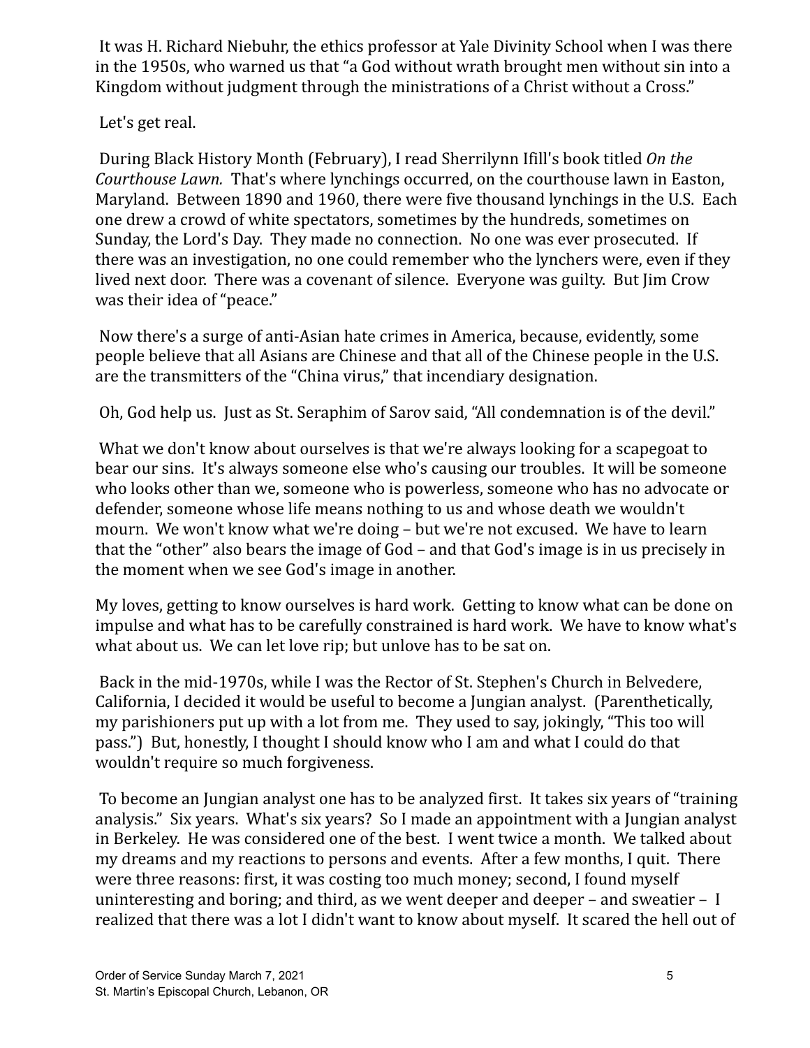It was H. Richard Niebuhr, the ethics professor at Yale Divinity School when I was there in the 1950s, who warned us that "a God without wrath brought men without sin into a Kingdom without judgment through the ministrations of a Christ without a Cross."

Let's get real.

During Black History Month (February), I read Sherrilynn Ifill's book titled *On the Courthouse Lawn.* That's where lynchings occurred, on the courthouse lawn in Easton, Maryland. Between 1890 and 1960, there were five thousand lynchings in the U.S. Each one drew a crowd of white spectators, sometimes by the hundreds, sometimes on Sunday, the Lord's Day. They made no connection. No one was ever prosecuted. If there was an investigation, no one could remember who the lynchers were, even if they lived next door. There was a covenant of silence. Everyone was guilty. But Jim Crow was their idea of "peace."

Now there's a surge of anti-Asian hate crimes in America, because, evidently, some people believe that all Asians are Chinese and that all of the Chinese people in the U.S. are the transmitters of the "China virus," that incendiary designation.

Oh, God help us. Just as St. Seraphim of Sarov said, "All condemnation is of the devil."

What we don't know about ourselves is that we're always looking for a scapegoat to bear our sins. It's always someone else who's causing our troubles. It will be someone who looks other than we, someone who is powerless, someone who has no advocate or defender, someone whose life means nothing to us and whose death we wouldn't mourn. We won't know what we're doing – but we're not excused. We have to learn that the "other" also bears the image of God – and that God's image is in us precisely in the moment when we see God's image in another.

My loves, getting to know ourselves is hard work. Getting to know what can be done on impulse and what has to be carefully constrained is hard work. We have to know what's what about us. We can let love rip; but unlove has to be sat on.

Back in the mid-1970s, while I was the Rector of St. Stephen's Church in Belvedere, California, I decided it would be useful to become a Jungian analyst. (Parenthetically, my parishioners put up with a lot from me. They used to say, jokingly, "This too will pass.") But, honestly, I thought I should know who I am and what I could do that wouldn't require so much forgiveness.

To become an Jungian analyst one has to be analyzed first. It takes six years of "training analysis." Six years. What's six years? So I made an appointment with a Jungian analyst in Berkeley. He was considered one of the best. I went twice a month. We talked about my dreams and my reactions to persons and events. After a few months, I quit. There were three reasons: first, it was costing too much money; second, I found myself uninteresting and boring; and third, as we went deeper and deeper – and sweatier – I realized that there was a lot I didn't want to know about myself. It scared the hell out of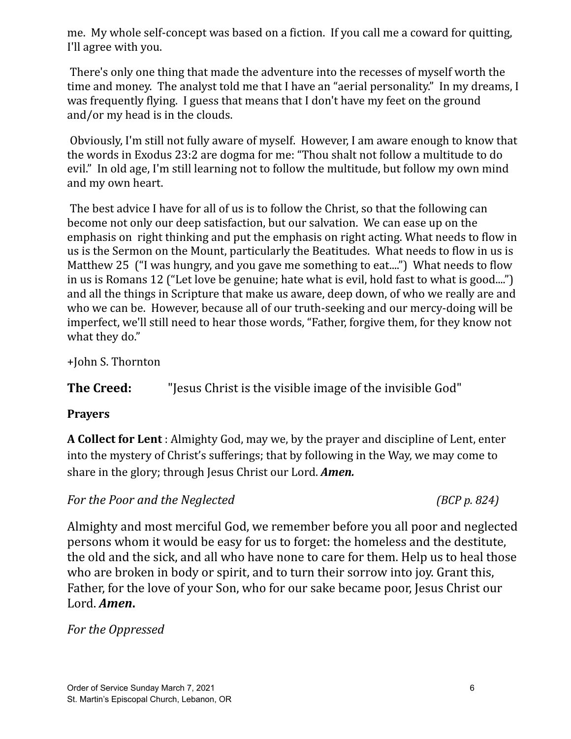me. My whole self-concept was based on a fiction. If you call me a coward for quitting, I'll agree with you.

There's only one thing that made the adventure into the recesses of myself worth the time and money. The analyst told me that I have an "aerial personality." In my dreams, I was frequently flying. I guess that means that I don't have my feet on the ground and/or my head is in the clouds.

Obviously, I'm still not fully aware of myself. However, I am aware enough to know that the words in Exodus 23:2 are dogma for me: "Thou shalt not follow a multitude to do evil." In old age, I'm still learning not to follow the multitude, but follow my own mind and my own heart.

The best advice I have for all of us is to follow the Christ, so that the following can become not only our deep satisfaction, but our salvation. We can ease up on the emphasis on right thinking and put the emphasis on right acting. What needs to flow in us is the Sermon on the Mount, particularly the Beatitudes. What needs to flow in us is Matthew 25 ("I was hungry, and you gave me something to eat....") What needs to flow in us is Romans 12 ("Let love be genuine; hate what is evil, hold fast to what is good....") and all the things in Scripture that make us aware, deep down, of who we really are and who we can be. However, because all of our truth-seeking and our mercy-doing will be imperfect, we'll still need to hear those words, "Father, forgive them, for they know not what they do."

+John S. Thornton

**The Creed:** "Jesus Christ is the visible image of the invisible God"

**Prayers**

**A Collect for Lent** : Almighty God, may we, by the prayer and discipline of Lent, enter into the mystery of Christ's sufferings; that by following in the Way, we may come to share in the glory; through Jesus Christ our Lord. ***Amen.***

*For the Poor and the Neglected* *(BCP p. 824)*

Almighty and most merciful God, we remember before you all poor and neglected persons whom it would be easy for us to forget: the homeless and the destitute, the old and the sick, and all who have none to care for them. Help us to heal those who are broken in body or spirit, and to turn their sorrow into joy. Grant this, Father, for the love of your Son, who for our sake became poor, Jesus Christ our Lord. ***Amen*.**

*For the Oppressed*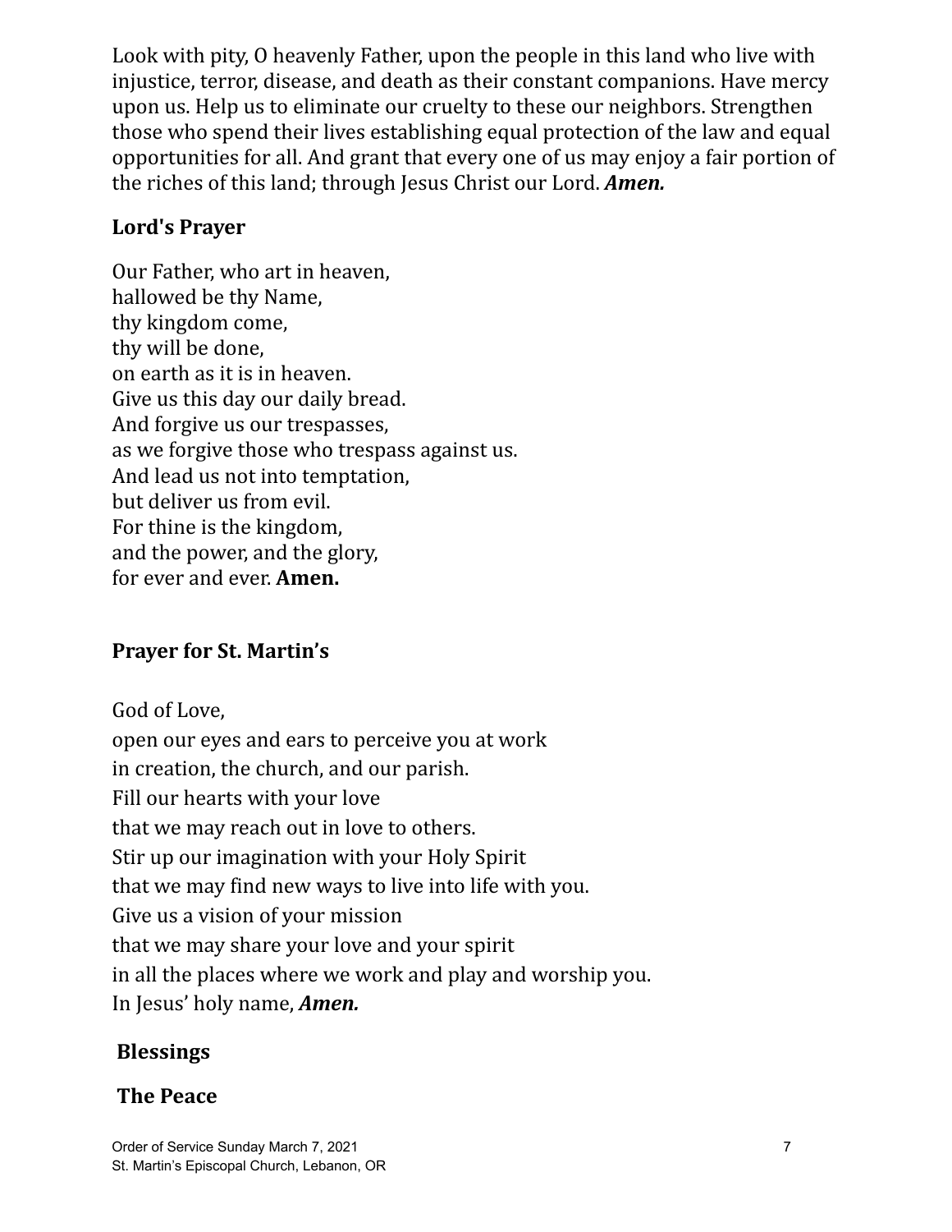Look with pity, O heavenly Father, upon the people in this land who live with injustice, terror, disease, and death as their constant companions. Have mercy upon us. Help us to eliminate our cruelty to these our neighbors. Strengthen those who spend their lives establishing equal protection of the law and equal opportunities for all. And grant that every one of us may enjoy a fair portion of the riches of this land; through Jesus Christ our Lord. ***Amen.***

**Lord's Prayer**

Our Father, who art in heaven,
hallowed be thy Name,
thy kingdom come,
thy will be done,
on earth as it is in heaven.
Give us this day our daily bread.
And forgive us our trespasses,
as we forgive those who trespass against us.
And lead us not into temptation,
but deliver us from evil.
For thine is the kingdom,
and the power, and the glory,
for ever and ever. **Amen.**

**Prayer for St. Martin's**

God of Love,
open our eyes and ears to perceive you at work
in creation, the church, and our parish.
Fill our hearts with your love
that we may reach out in love to others.
Stir up our imagination with your Holy Spirit
that we may find new ways to live into life with you.
Give us a vision of your mission
that we may share your love and your spirit
in all the places where we work and play and worship you.
In Jesus' holy name, ***Amen.***

**Blessings**

**The Peace**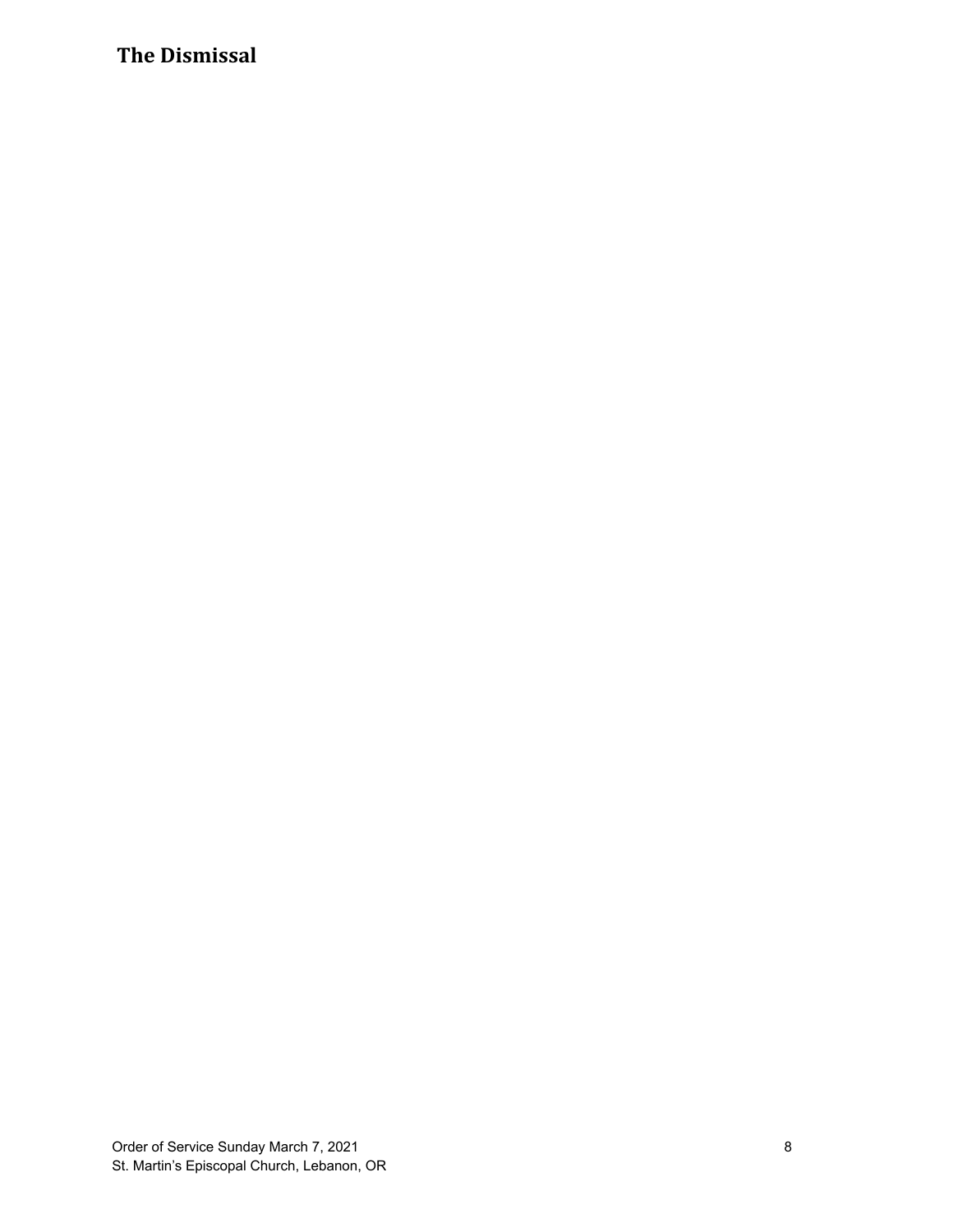## The Dismissal